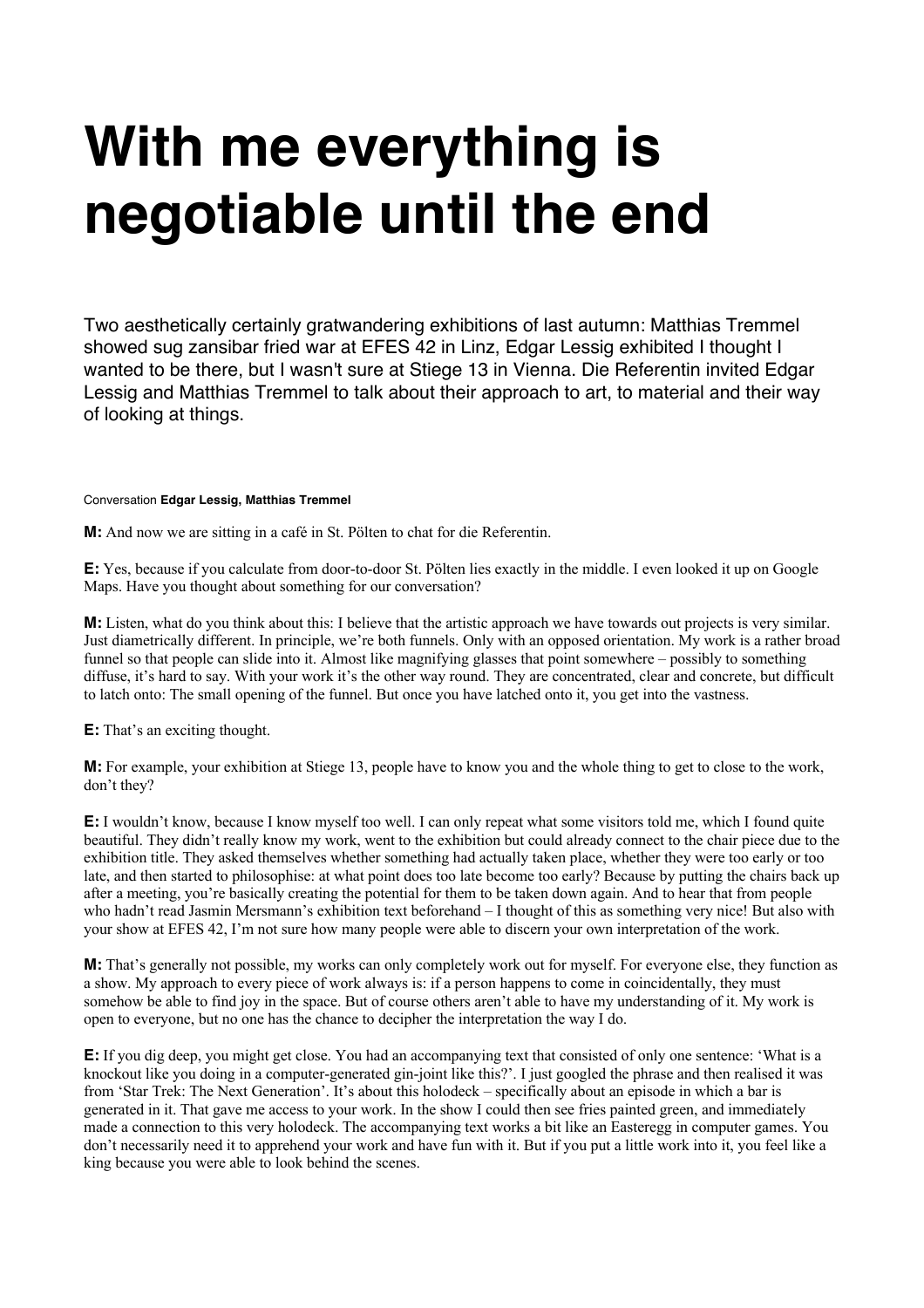# With me everything is negotiable until the end

Two aesthetically certainly gratwandering exhibitions of last autumn: Matthias Tremmel showed sug zansibar fried war at EFES 42 in Linz, Edgar Lessig exhibited I thought I wanted to be there, but I wasn't sure at Stiege 13 in Vienna. Die Referentin invited Edgar Lessig and Matthias Tremmel to talk about their approach to art, to material and their way of looking at things.

Conversation **Edgar Lessig, Matthias Tremmel**

**M:** And now we are sitting in a café in St. Pölten to chat for die Referentin.

**E:** Yes, because if you calculate from door-to-door St. Pölten lies exactly in the middle. I even looked it up on Google Maps. Have you thought about something for our conversation?

**M:** Listen, what do you think about this: I believe that the artistic approach we have towards out projects is very similar. Just diametrically different. In principle, we're both funnels. Only with an opposed orientation. My work is a rather broad funnel so that people can slide into it. Almost like magnifying glasses that point somewhere – possibly to something diffuse, it's hard to say. With your work it's the other way round. They are concentrated, clear and concrete, but difficult to latch onto: The small opening of the funnel. But once you have latched onto it, you get into the vastness.

**E:** That's an exciting thought.

**M:** For example, your exhibition at Stiege 13, people have to know you and the whole thing to get to close to the work, don't they?

**E:** I wouldn't know, because I know myself too well. I can only repeat what some visitors told me, which I found quite beautiful. They didn't really know my work, went to the exhibition but could already connect to the chair piece due to the exhibition title. They asked themselves whether something had actually taken place, whether they were too early or too late, and then started to philosophise: at what point does too late become too early? Because by putting the chairs back up after a meeting, you're basically creating the potential for them to be taken down again. And to hear that from people who hadn't read Jasmin Mersmann's exhibition text beforehand – I thought of this as something very nice! But also with your show at EFES 42, I'm not sure how many people were able to discern your own interpretation of the work.

**M:** That's generally not possible, my works can only completely work out for myself. For everyone else, they function as a show. My approach to every piece of work always is: if a person happens to come in coincidentally, they must somehow be able to find joy in the space. But of course others aren't able to have my understanding of it. My work is open to everyone, but no one has the chance to decipher the interpretation the way I do.

**E:** If you dig deep, you might get close. You had an accompanying text that consisted of only one sentence: 'What is a knockout like you doing in a computer-generated gin-joint like this?'. I just googled the phrase and then realised it was from 'Star Trek: The Next Generation'. It's about this holodeck – specifically about an episode in which a bar is generated in it. That gave me access to your work. In the show I could then see fries painted green, and immediately made a connection to this very holodeck. The accompanying text works a bit like an Easteregg in computer games. You don't necessarily need it to apprehend your work and have fun with it. But if you put a little work into it, you feel like a king because you were able to look behind the scenes.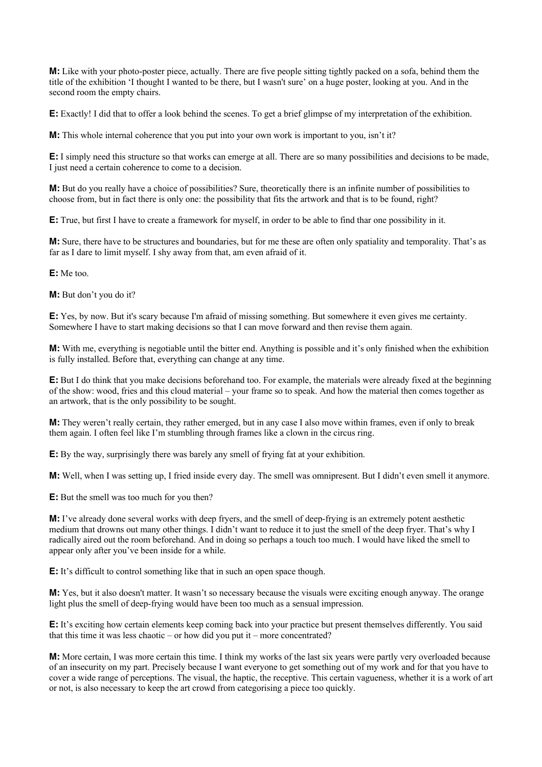**M:** Like with your photo-poster piece, actually. There are five people sitting tightly packed on a sofa, behind them the title of the exhibition 'I thought I wanted to be there, but I wasn't sure' on a huge poster, looking at you. And in the second room the empty chairs.

**E:** Exactly! I did that to offer a look behind the scenes. To get a brief glimpse of my interpretation of the exhibition.

**M:** This whole internal coherence that you put into your own work is important to you, isn't it?

**E:** I simply need this structure so that works can emerge at all. There are so many possibilities and decisions to be made, I just need a certain coherence to come to a decision.

**M:** But do you really have a choice of possibilities? Sure, theoretically there is an infinite number of possibilities to choose from, but in fact there is only one: the possibility that fits the artwork and that is to be found, right?

**E:** True, but first I have to create a framework for myself, in order to be able to find thar one possibility in it.

**M:** Sure, there have to be structures and boundaries, but for me these are often only spatiality and temporality. That's as far as I dare to limit myself. I shy away from that, am even afraid of it.

**E:** Me too.

**M:** But don't you do it?

**E:** Yes, by now. But it's scary because I'm afraid of missing something. But somewhere it even gives me certainty. Somewhere I have to start making decisions so that I can move forward and then revise them again.

**M:** With me, everything is negotiable until the bitter end. Anything is possible and it's only finished when the exhibition is fully installed. Before that, everything can change at any time.

**E:** But I do think that you make decisions beforehand too. For example, the materials were already fixed at the beginning of the show: wood, fries and this cloud material – your frame so to speak. And how the material then comes together as an artwork, that is the only possibility to be sought.

**M:** They weren't really certain, they rather emerged, but in any case I also move within frames, even if only to break them again. I often feel like I'm stumbling through frames like a clown in the circus ring.

**E:** By the way, surprisingly there was barely any smell of frying fat at your exhibition.

**M:** Well, when I was setting up, I fried inside every day. The smell was omnipresent. But I didn't even smell it anymore.

**E:** But the smell was too much for you then?

**M:** I've already done several works with deep fryers, and the smell of deep-frying is an extremely potent aesthetic medium that drowns out many other things. I didn't want to reduce it to just the smell of the deep fryer. That's why I radically aired out the room beforehand. And in doing so perhaps a touch too much. I would have liked the smell to appear only after you've been inside for a while.

**E:** It's difficult to control something like that in such an open space though.

**M:** Yes, but it also doesn't matter. It wasn't so necessary because the visuals were exciting enough anyway. The orange light plus the smell of deep-frying would have been too much as a sensual impression.

**E:** It's exciting how certain elements keep coming back into your practice but present themselves differently. You said that this time it was less chaotic – or how did you put it – more concentrated?

**M:** More certain, I was more certain this time. I think my works of the last six years were partly very overloaded because of an insecurity on my part. Precisely because I want everyone to get something out of my work and for that you have to cover a wide range of perceptions. The visual, the haptic, the receptive. This certain vagueness, whether it is a work of art or not, is also necessary to keep the art crowd from categorising a piece too quickly.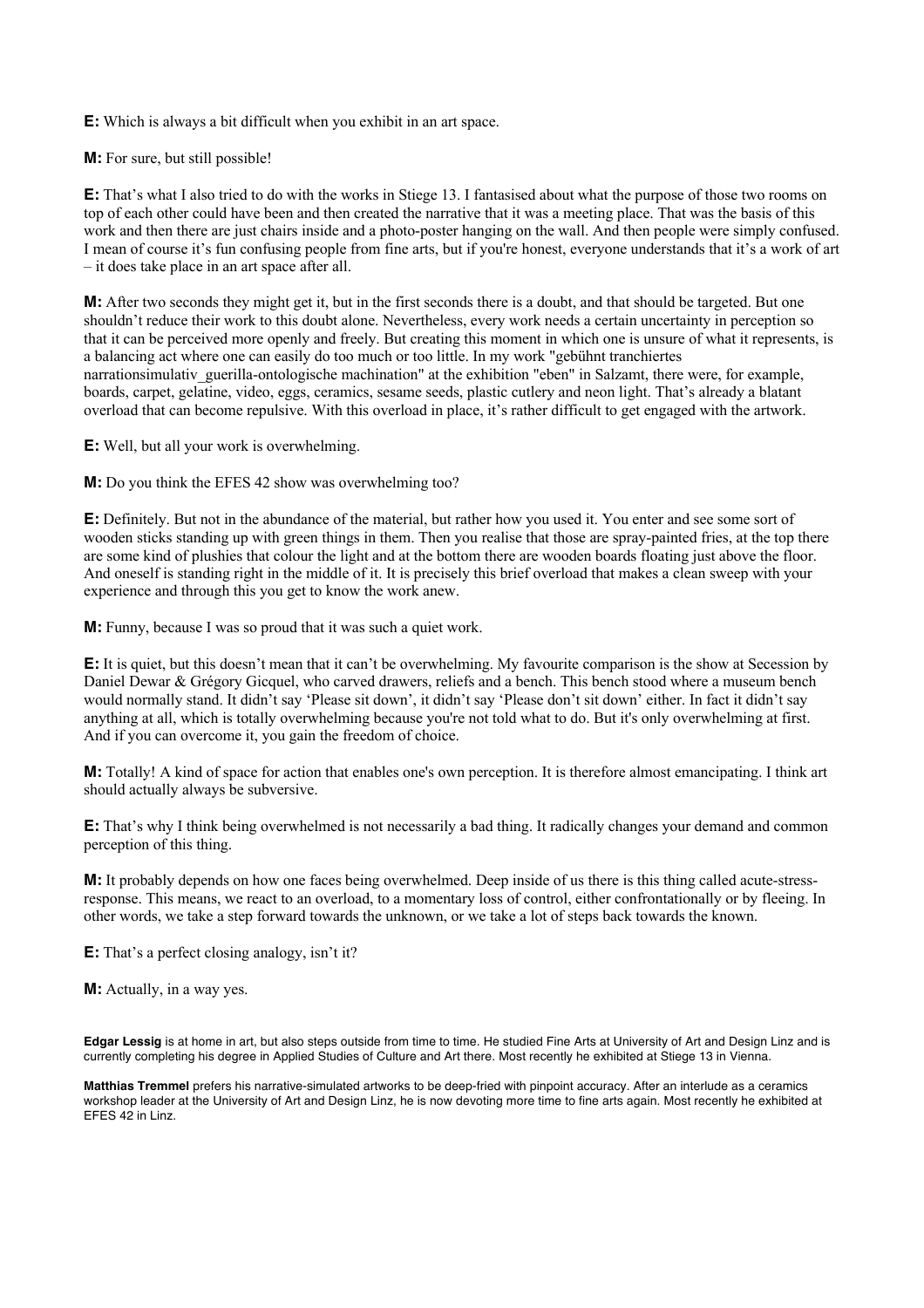**E:** Which is always a bit difficult when you exhibit in an art space.

**M:** For sure, but still possible!

**E:** That's what I also tried to do with the works in Stiege 13. I fantasised about what the purpose of those two rooms on top of each other could have been and then created the narrative that it was a meeting place. That was the basis of this work and then there are just chairs inside and a photo-poster hanging on the wall. And then people were simply confused. I mean of course it's fun confusing people from fine arts, but if you're honest, everyone understands that it's a work of art – it does take place in an art space after all.

**M:** After two seconds they might get it, but in the first seconds there is a doubt, and that should be targeted. But one shouldn't reduce their work to this doubt alone. Nevertheless, every work needs a certain uncertainty in perception so that it can be perceived more openly and freely. But creating this moment in which one is unsure of what it represents, is a balancing act where one can easily do too much or too little. In my work "gebühnt tranchiertes narrationsimulativ_guerilla-ontologische machination" at the exhibition "eben" in Salzamt, there were, for example, boards, carpet, gelatine, video, eggs, ceramics, sesame seeds, plastic cutlery and neon light. That's already a blatant overload that can become repulsive. With this overload in place, it's rather difficult to get engaged with the artwork.

**E:** Well, but all your work is overwhelming.

**M:** Do you think the EFES 42 show was overwhelming too?

**E:** Definitely. But not in the abundance of the material, but rather how you used it. You enter and see some sort of wooden sticks standing up with green things in them. Then you realise that those are spray-painted fries, at the top there are some kind of plushies that colour the light and at the bottom there are wooden boards floating just above the floor. And oneself is standing right in the middle of it. It is precisely this brief overload that makes a clean sweep with your experience and through this you get to know the work anew.

**M:** Funny, because I was so proud that it was such a quiet work.

**E:** It is quiet, but this doesn't mean that it can't be overwhelming. My favourite comparison is the show at Secession by Daniel Dewar & Grégory Gicquel, who carved drawers, reliefs and a bench. This bench stood where a museum bench would normally stand. It didn't say 'Please sit down', it didn't say 'Please don't sit down' either. In fact it didn't say anything at all, which is totally overwhelming because you're not told what to do. But it's only overwhelming at first. And if you can overcome it, you gain the freedom of choice.

**M:** Totally! A kind of space for action that enables one's own perception. It is therefore almost emancipating. I think art should actually always be subversive.

**E:** That's why I think being overwhelmed is not necessarily a bad thing. It radically changes your demand and common perception of this thing.

**M:** It probably depends on how one faces being overwhelmed. Deep inside of us there is this thing called acute-stress-response. This means, we react to an overload, to a momentary loss of control, either confrontationally or by fleeing. In other words, we take a step forward towards the unknown, or we take a lot of steps back towards the known.

**E:** That's a perfect closing analogy, isn't it?

**M:** Actually, in a way yes.

**Edgar Lessig** is at home in art, but also steps outside from time to time. He studied Fine Arts at University of Art and Design Linz and is currently completing his degree in Applied Studies of Culture and Art there. Most recently he exhibited at Stiege 13 in Vienna.

**Matthias Tremmel** prefers his narrative-simulated artworks to be deep-fried with pinpoint accuracy. After an interlude as a ceramics workshop leader at the University of Art and Design Linz, he is now devoting more time to fine arts again. Most recently he exhibited at EFES 42 in Linz.